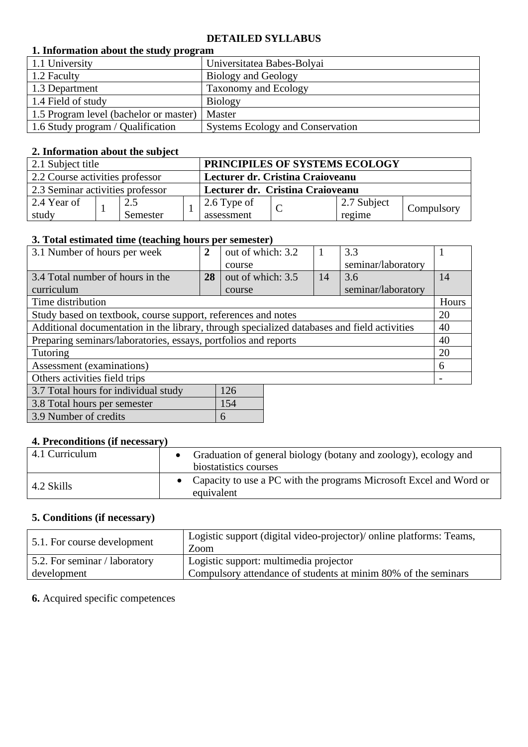# DETAILED SYLLABUS

## 1. Information about the study program

| | |
|---|---|
| 1.1 University | Universitatea Babes-Bolyai |
| 1.2 Faculty | Biology and Geology |
| 1.3 Department | Taxonomy and Ecology |
| 1.4 Field of study | Biology |
| 1.5 Program level (bachelor or master) | Master |
| 1.6 Study program / Qualification | Systems Ecology and Conservation |

## 2. Information about the subject

| | | | | | | | |
|---|---|---|---|---|---|---|---|
| 2.1 Subject title | | | | **PRINCIPILES OF SYSTEMS ECOLOGY** | | | |
| 2.2 Course activities professor | | | | **Lecturer dr. Cristina Craioveanu** | | | |
| 2.3 Seminar activities professor | | | | **Lecturer dr. Cristina Craioveanu** | | | |
| 2.4 Year of study | 1 | 2.5 Semester | 1 | 2.6 Type of assessment | C | 2.7 Subject regime | Compulsory |

## 3. Total estimated time (teaching hours per semester)

| | | | | | |
|---|---|---|---|---|---|
| 3.1 Number of hours per week | **2** | out of which: 3.2 course | 1 | 3.3 seminar/laboratory | 1 |
| 3.4 Total number of hours in the curriculum | **28** | out of which: 3.5 course | 14 | 3.6 seminar/laboratory | 14 |

| Time distribution | Hours |
|---|---|
| Study based on textbook, course support, references and notes | 20 |
| Additional documentation in the library, through specialized databases and field activities | 40 |
| Preparing seminars/laboratories, essays, portfolios and reports | 40 |
| Tutoring | 20 |
| Assessment (examinations) | 6 |
| Others activities field trips | - |

| | |
|---|---|
| 3.7 Total hours for individual study | 126 |
| 3.8 Total hours per semester | 154 |
| 3.9 Number of credits | 6 |

## 4. Preconditions (if necessary)

| | |
|---|---|
| 4.1 Curriculum | • Graduation of general biology (botany and zoology), ecology and biostatistics courses |
| 4.2 Skills | • Capacity to use a PC with the programs Microsoft Excel and Word or equivalent |

## 5. Conditions (if necessary)

| | |
|---|---|
| 5.1. For course development | Logistic support (digital video-projector)/ online platforms: Teams, Zoom |
| 5.2. For seminar / laboratory development | Logistic support: multimedia projector<br>Compulsory attendance of students at minim 80% of the seminars |

**6.** Acquired specific competences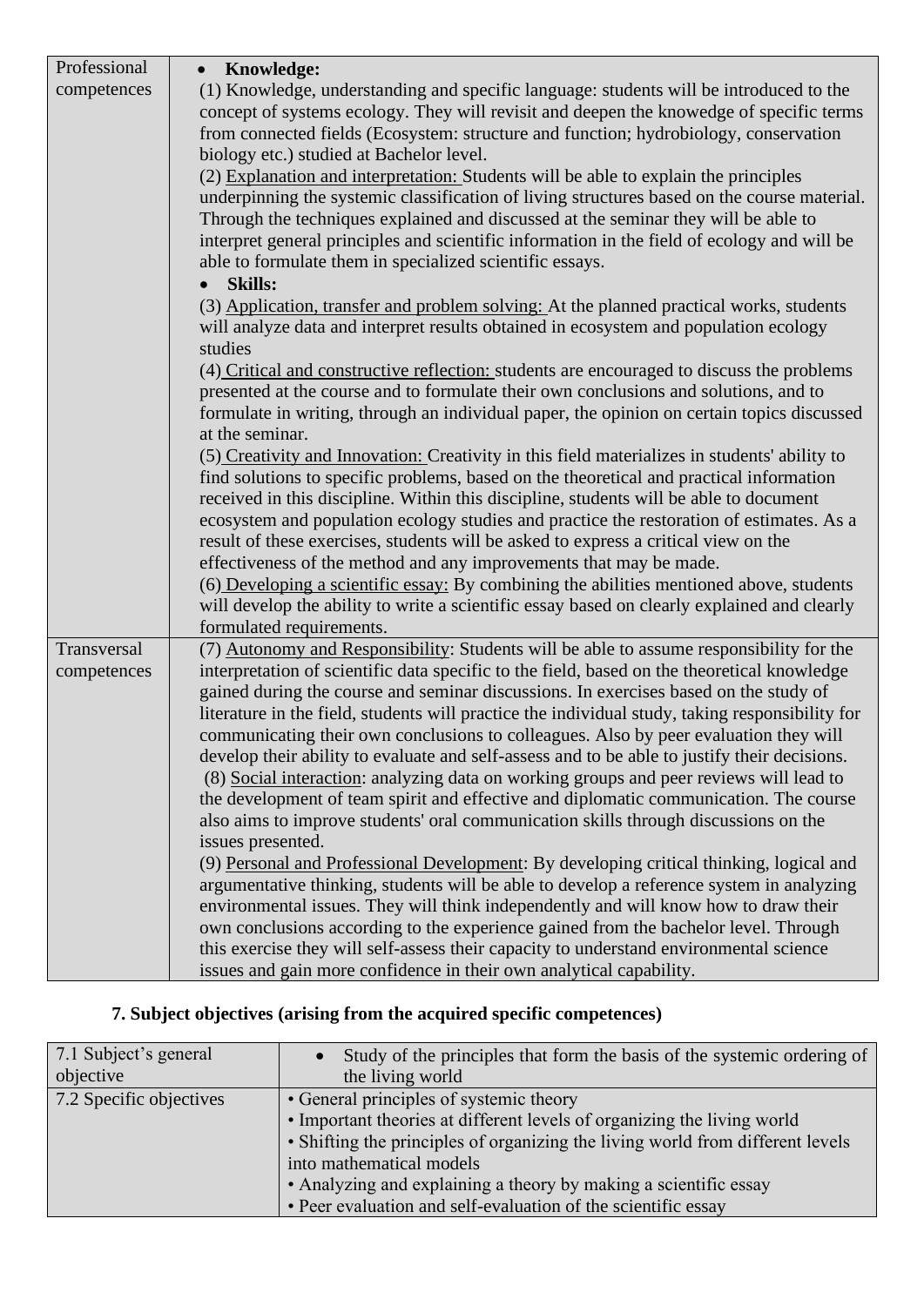| | |
|---|---|
| Professional competences | • **Knowledge:**<br>(1) Knowledge, understanding and specific language: students will be introduced to the concept of systems ecology. They will revisit and deepen the knowedge of specific terms from connected fields (Ecosystem: structure and function; hydrobiology, conservation biology etc.) studied at Bachelor level.<br>(2) Explanation and interpretation: Students will be able to explain the principles underpinning the systemic classification of living structures based on the course material. Through the techniques explained and discussed at the seminar they will be able to interpret general principles and scientific information in the field of ecology and will be able to formulate them in specialized scientific essays.<br>• **Skills:**<br>(3) Application, transfer and problem solving: At the planned practical works, students will analyze data and interpret results obtained in ecosystem and population ecology studies<br>(4) Critical and constructive reflection: students are encouraged to discuss the problems presented at the course and to formulate their own conclusions and solutions, and to formulate in writing, through an individual paper, the opinion on certain topics discussed at the seminar.<br>(5) Creativity and Innovation: Creativity in this field materializes in students' ability to find solutions to specific problems, based on the theoretical and practical information received in this discipline. Within this discipline, students will be able to document ecosystem and population ecology studies and practice the restoration of estimates. As a result of these exercises, students will be asked to express a critical view on the effectiveness of the method and any improvements that may be made.<br>(6) Developing a scientific essay: By combining the abilities mentioned above, students will develop the ability to write a scientific essay based on clearly explained and clearly formulated requirements. |
| Transversal competences | (7) Autonomy and Responsibility: Students will be able to assume responsibility for the interpretation of scientific data specific to the field, based on the theoretical knowledge gained during the course and seminar discussions. In exercises based on the study of literature in the field, students will practice the individual study, taking responsibility for communicating their own conclusions to colleagues. Also by peer evaluation they will develop their ability to evaluate and self-assess and to be able to justify their decisions.<br>(8) Social interaction: analyzing data on working groups and peer reviews will lead to the development of team spirit and effective and diplomatic communication. The course also aims to improve students' oral communication skills through discussions on the issues presented.<br>(9) Personal and Professional Development: By developing critical thinking, logical and argumentative thinking, students will be able to develop a reference system in analyzing environmental issues. They will think independently and will know how to draw their own conclusions according to the experience gained from the bachelor level. Through this exercise they will self-assess their capacity to understand environmental science issues and gain more confidence in their own analytical capability. |

## 7. Subject objectives (arising from the acquired specific competences)

| | |
|---|---|
| 7.1 Subject's general objective | • Study of the principles that form the basis of the systemic ordering of the living world |
| 7.2 Specific objectives | • General principles of systemic theory<br>• Important theories at different levels of organizing the living world<br>• Shifting the principles of organizing the living world from different levels into mathematical models<br>• Analyzing and explaining a theory by making a scientific essay<br>• Peer evaluation and self-evaluation of the scientific essay |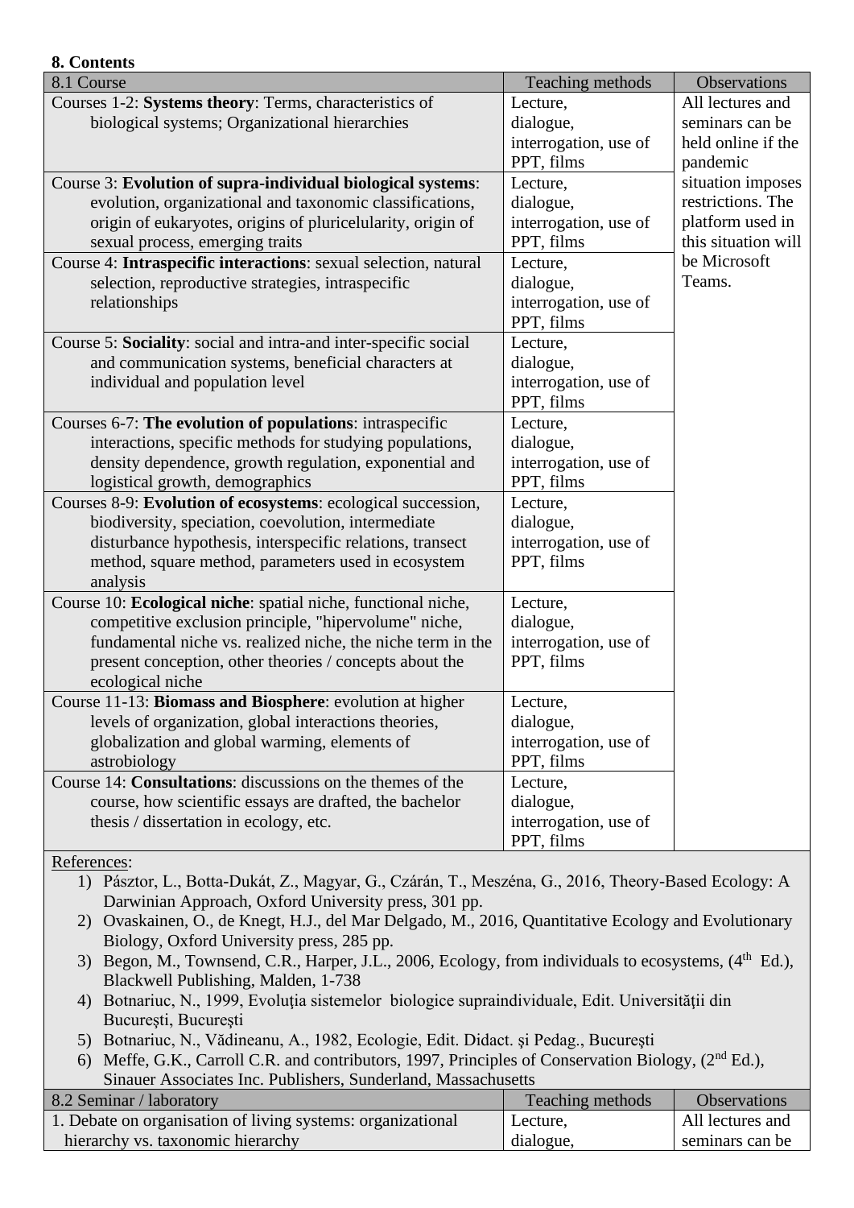**8. Contents**

| 8.1 Course | Teaching methods | Observations |
|---|---|---|
| Courses 1-2: **Systems theory**: Terms, characteristics of biological systems; Organizational hierarchies | Lecture, dialogue, interrogation, use of PPT, films | All lectures and seminars can be held online if the pandemic situation imposes restrictions. The platform used in this situation will be Microsoft Teams. |
| Course 3: **Evolution of supra-individual biological systems**: evolution, organizational and taxonomic classifications, origin of eukaryotes, origins of pluricelularity, origin of sexual process, emerging traits | Lecture, dialogue, interrogation, use of PPT, films | |
| Course 4: **Intraspecific interactions**: sexual selection, natural selection, reproductive strategies, intraspecific relationships | Lecture, dialogue, interrogation, use of PPT, films | |
| Course 5: **Sociality**: social and intra-and inter-specific social and communication systems, beneficial characters at individual and population level | Lecture, dialogue, interrogation, use of PPT, films | |
| Courses 6-7: **The evolution of populations**: intraspecific interactions, specific methods for studying populations, density dependence, growth regulation, exponential and logistical growth, demographics | Lecture, dialogue, interrogation, use of PPT, films | |
| Courses 8-9: **Evolution of ecosystems**: ecological succession, biodiversity, speciation, coevolution, intermediate disturbance hypothesis, interspecific relations, transect method, square method, parameters used in ecosystem analysis | Lecture, dialogue, interrogation, use of PPT, films | |
| Course 10: **Ecological niche**: spatial niche, functional niche, competitive exclusion principle, "hipervolume" niche, fundamental niche vs. realized niche, the niche term in the present conception, other theories / concepts about the ecological niche | Lecture, dialogue, interrogation, use of PPT, films | |
| Course 11-13: **Biomass and Biosphere**: evolution at higher levels of organization, global interactions theories, globalization and global warming, elements of astrobiology | Lecture, dialogue, interrogation, use of PPT, films | |
| Course 14: **Consultations**: discussions on the themes of the course, how scientific essays are drafted, the bachelor thesis / dissertation in ecology, etc. | Lecture, dialogue, interrogation, use of PPT, films | |

References:

1) Pásztor, L., Botta-Dukát, Z., Magyar, G., Czárán, T., Meszéna, G., 2016, Theory-Based Ecology: A Darwinian Approach, Oxford University press, 301 pp.
2) Ovaskainen, O., de Knegt, H.J., del Mar Delgado, M., 2016, Quantitative Ecology and Evolutionary Biology, Oxford University press, 285 pp.
3) Begon, M., Townsend, C.R., Harper, J.L., 2006, Ecology, from individuals to ecosystems, (4th Ed.), Blackwell Publishing, Malden, 1-738
4) Botnariuc, N., 1999, Evoluţia sistemelor biologice supraindividuale, Edit. Universităţii din Bucureşti, Bucureşti
5) Botnariuc, N., Vădineanu, A., 1982, Ecologie, Edit. Didact. şi Pedag., Bucureşti
6) Meffe, G.K., Carroll C.R. and contributors, 1997, Principles of Conservation Biology, (2nd Ed.), Sinauer Associates Inc. Publishers, Sunderland, Massachusetts

| 8.2 Seminar / laboratory | Teaching methods | Observations |
|---|---|---|
| 1. Debate on organisation of living systems: organizational hierarchy vs. taxonomic hierarchy | Lecture, dialogue, | All lectures and seminars can be |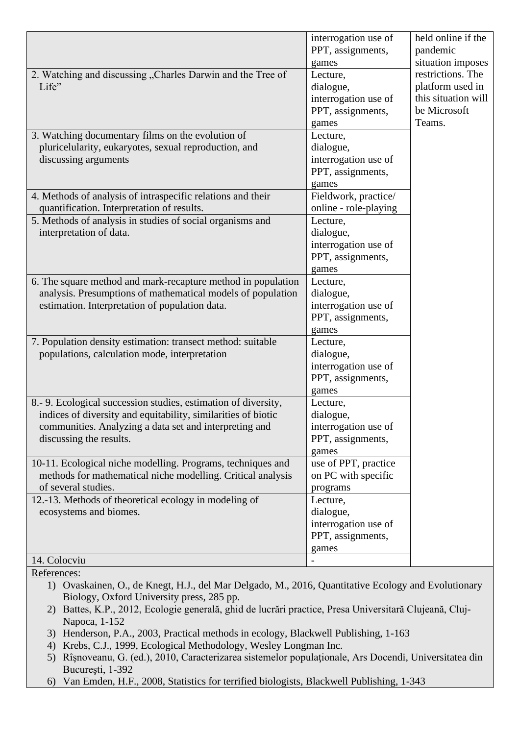| | | |
|---|---|---|
| | interrogation use of PPT, assignments, games | held online if the pandemic situation imposes restrictions. The platform used in this situation will be Microsoft Teams. |
| 2. Watching and discussing „Charles Darwin and the Tree of Life” | Lecture, dialogue, interrogation use of PPT, assignments, games | |
| 3. Watching documentary films on the evolution of pluricelularity, eukaryotes, sexual reproduction, and discussing arguments | Lecture, dialogue, interrogation use of PPT, assignments, games | |
| 4. Methods of analysis of intraspecific relations and their quantification. Interpretation of results. | Fieldwork, practice/ online - role-playing | |
| 5. Methods of analysis in studies of social organisms and interpretation of data. | Lecture, dialogue, interrogation use of PPT, assignments, games | |
| 6. The square method and mark-recapture method in population analysis. Presumptions of mathematical models of population estimation. Interpretation of population data. | Lecture, dialogue, interrogation use of PPT, assignments, games | |
| 7. Population density estimation: transect method: suitable populations, calculation mode, interpretation | Lecture, dialogue, interrogation use of PPT, assignments, games | |
| 8.- 9. Ecological succession studies, estimation of diversity, indices of diversity and equitability, similarities of biotic communities. Analyzing a data set and interpreting and discussing the results. | Lecture, dialogue, interrogation use of PPT, assignments, games | |
| 10-11. Ecological niche modelling. Programs, techniques and methods for mathematical niche modelling. Critical analysis of several studies. | use of PPT, practice on PC with specific programs | |
| 12.-13. Methods of theoretical ecology in modeling of ecosystems and biomes. | Lecture, dialogue, interrogation use of PPT, assignments, games | |
| 14. Colocviu | - | |

References:

1) Ovaskainen, O., de Knegt, H.J., del Mar Delgado, M., 2016, Quantitative Ecology and Evolutionary Biology, Oxford University press, 285 pp.
2) Battes, K.P., 2012, Ecologie generală, ghid de lucrări practice, Presa Universitară Clujeană, Cluj-Napoca, 1-152
3) Henderson, P.A., 2003, Practical methods in ecology, Blackwell Publishing, 1-163
4) Krebs, C.J., 1999, Ecological Methodology, Wesley Longman Inc.
5) Rîşnoveanu, G. (ed.), 2010, Caracterizarea sistemelor populaţionale, Ars Docendi, Universitatea din Bucureşti, 1-392
6) Van Emden, H.F., 2008, Statistics for terrified biologists, Blackwell Publishing, 1-343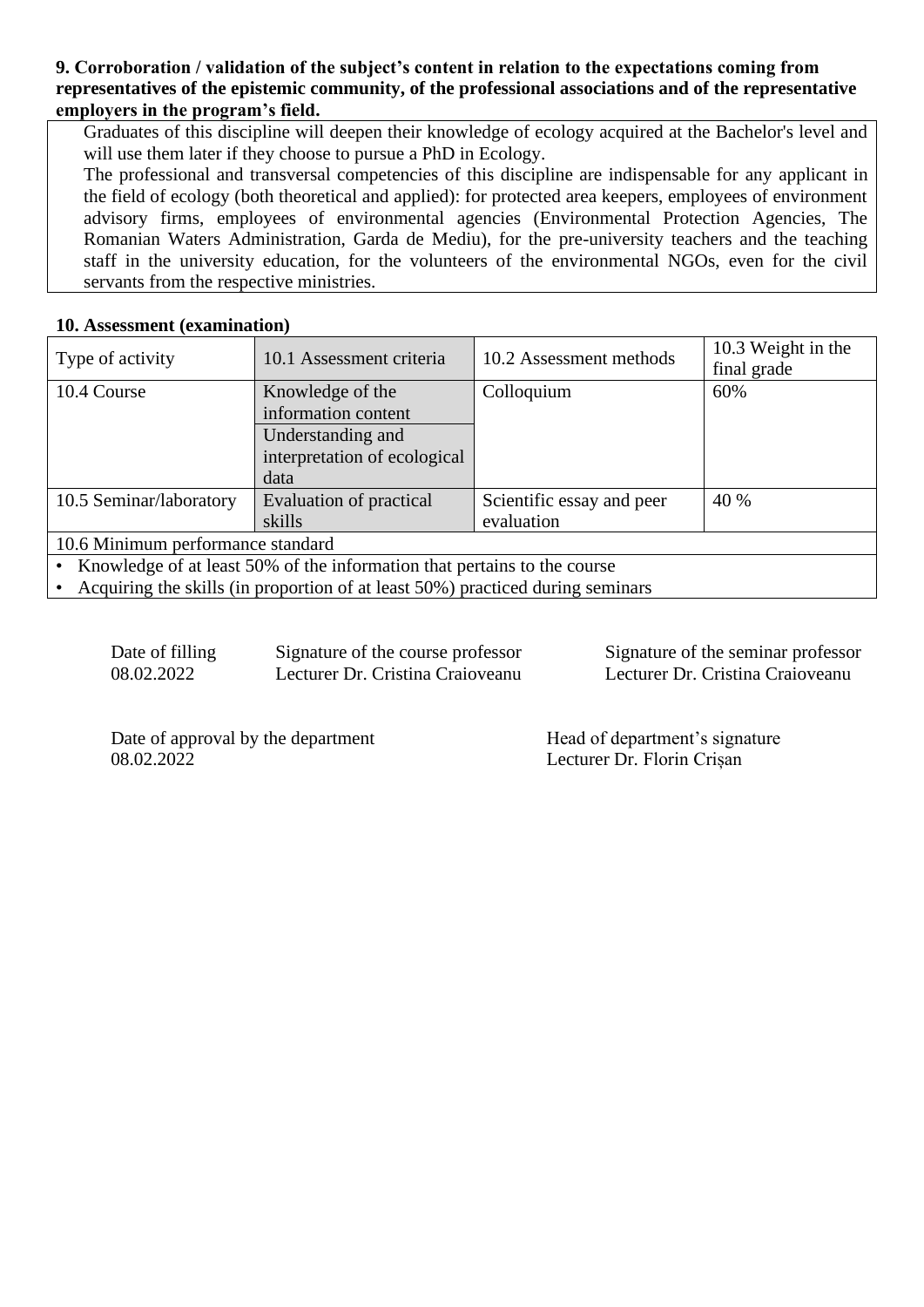**9. Corroboration / validation of the subject's content in relation to the expectations coming from representatives of the epistemic community, of the professional associations and of the representative employers in the program's field.**

Graduates of this discipline will deepen their knowledge of ecology acquired at the Bachelor's level and will use them later if they choose to pursue a PhD in Ecology.

The professional and transversal competencies of this discipline are indispensable for any applicant in the field of ecology (both theoretical and applied): for protected area keepers, employees of environment advisory firms, employees of environmental agencies (Environmental Protection Agencies, The Romanian Waters Administration, Garda de Mediu), for the pre-university teachers and the teaching staff in the university education, for the volunteers of the environmental NGOs, even for the civil servants from the respective ministries.

**10. Assessment (examination)**

| Type of activity | 10.1 Assessment criteria | 10.2 Assessment methods | 10.3 Weight in the final grade |
|---|---|---|---|
| 10.4 Course | Knowledge of the information content | Colloquium | 60% |
| | Understanding and interpretation of ecological data | | |
| 10.5 Seminar/laboratory | Evaluation of practical skills | Scientific essay and peer evaluation | 40 % |
| 10.6 Minimum performance standard | | | |

- Knowledge of at least 50% of the information that pertains to the course
- Acquiring the skills (in proportion of at least 50%) practiced during seminars

Date of filling
08.02.2022

Signature of the course professor
Lecturer Dr. Cristina Craioveanu

Signature of the seminar professor
Lecturer Dr. Cristina Craioveanu

Date of approval by the department
08.02.2022

Head of department's signature
Lecturer Dr. Florin Crișan